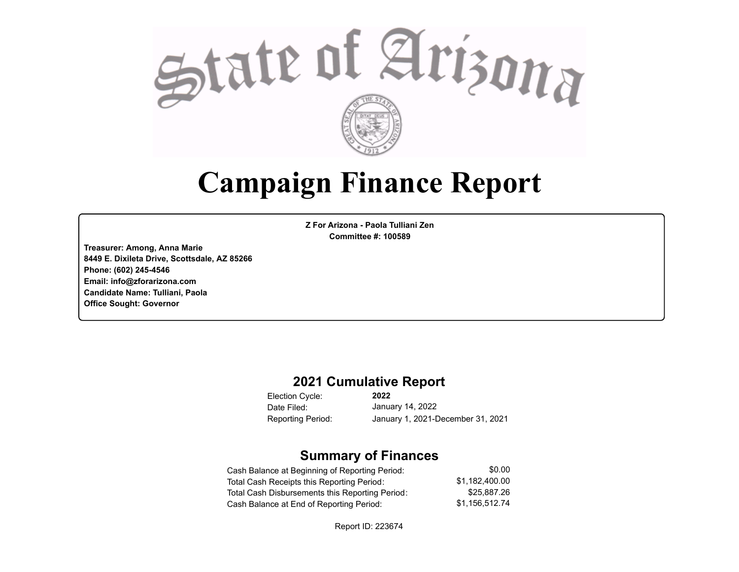# State of Arizona

# Campaign Finance Report

**Z For Arizona - Paola Tulliani Zen**
**Committee #: 100589**

**Treasurer: Among, Anna Marie**
**8449 E. Dixileta Drive, Scottsdale, AZ 85266**
**Phone: (602) 245-4546**
**Email: info@zforarizona.com**
**Candidate Name: Tulliani, Paola**
**Office Sought: Governor**

## 2021 Cumulative Report

| | |
|---|---|
| Election Cycle: | **2022** |
| Date Filed: | January 14, 2022 |
| Reporting Period: | January 1, 2021-December 31, 2021 |

## Summary of Finances

| | |
|---|---|
| Cash Balance at Beginning of Reporting Period: | $0.00 |
| Total Cash Receipts this Reporting Period: | $1,182,400.00 |
| Total Cash Disbursements this Reporting Period: | $25,887.26 |
| Cash Balance at End of Reporting Period: | $1,156,512.74 |

Report ID: 223674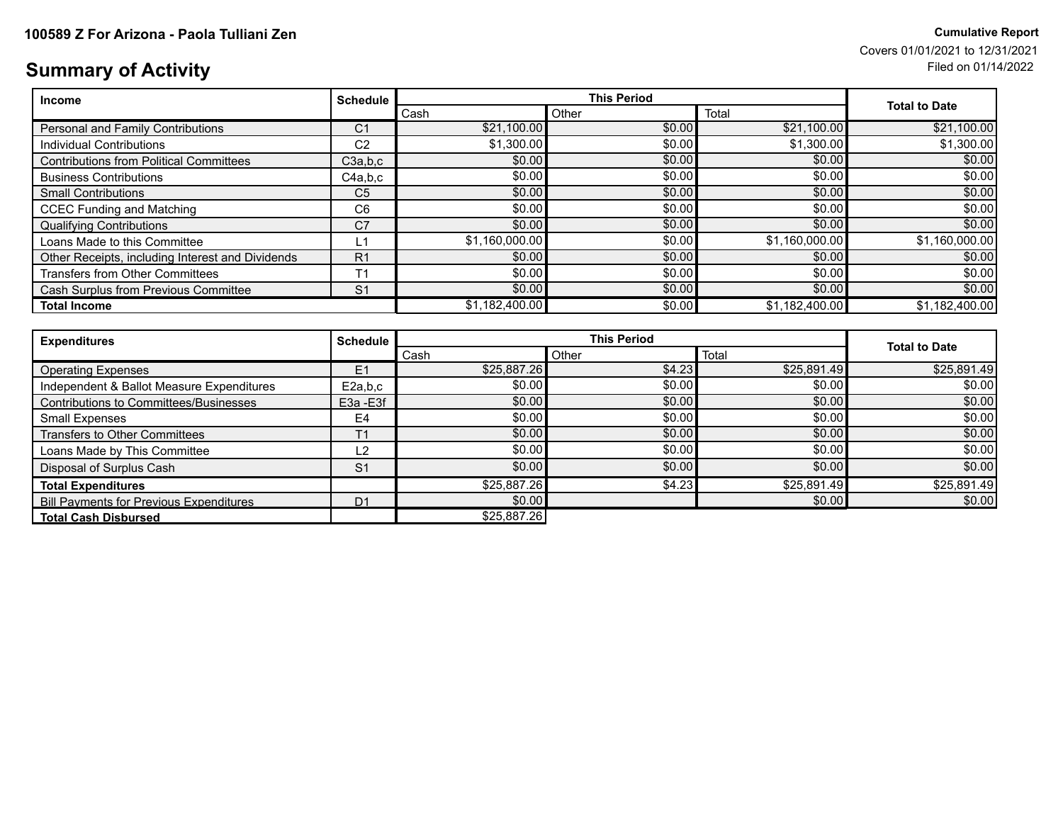**100589 Z For Arizona - Paola Tulliani Zen**

**Cumulative Report**
Covers 01/01/2021 to 12/31/2021
Filed on 01/14/2022

# Summary of Activity

| Income | Schedule | This Period | | | Total to Date |
|---|---|---|---|---|---|
| | | Cash | Other | Total | |
| Personal and Family Contributions | C1 | $21,100.00 | $0.00 | $21,100.00 | $21,100.00 |
| Individual Contributions | C2 | $1,300.00 | $0.00 | $1,300.00 | $1,300.00 |
| Contributions from Political Committees | C3a,b,c | $0.00 | $0.00 | $0.00 | $0.00 |
| Business Contributions | C4a,b,c | $0.00 | $0.00 | $0.00 | $0.00 |
| Small Contributions | C5 | $0.00 | $0.00 | $0.00 | $0.00 |
| CCEC Funding and Matching | C6 | $0.00 | $0.00 | $0.00 | $0.00 |
| Qualifying Contributions | C7 | $0.00 | $0.00 | $0.00 | $0.00 |
| Loans Made to this Committee | L1 | $1,160,000.00 | $0.00 | $1,160,000.00 | $1,160,000.00 |
| Other Receipts, including Interest and Dividends | R1 | $0.00 | $0.00 | $0.00 | $0.00 |
| Transfers from Other Committees | T1 | $0.00 | $0.00 | $0.00 | $0.00 |
| Cash Surplus from Previous Committee | S1 | $0.00 | $0.00 | $0.00 | $0.00 |
| **Total Income** | | $1,182,400.00 | $0.00 | $1,182,400.00 | $1,182,400.00 |

| Expenditures | Schedule | This Period | | | Total to Date |
|---|---|---|---|---|---|
| | | Cash | Other | Total | |
| Operating Expenses | E1 | $25,887.26 | $4.23 | $25,891.49 | $25,891.49 |
| Independent & Ballot Measure Expenditures | E2a,b,c | $0.00 | $0.00 | $0.00 | $0.00 |
| Contributions to Committees/Businesses | E3a -E3f | $0.00 | $0.00 | $0.00 | $0.00 |
| Small Expenses | E4 | $0.00 | $0.00 | $0.00 | $0.00 |
| Transfers to Other Committees | T1 | $0.00 | $0.00 | $0.00 | $0.00 |
| Loans Made by This Committee | L2 | $0.00 | $0.00 | $0.00 | $0.00 |
| Disposal of Surplus Cash | S1 | $0.00 | $0.00 | $0.00 | $0.00 |
| **Total Expenditures** | | $25,887.26 | $4.23 | $25,891.49 | $25,891.49 |
| Bill Payments for Previous Expenditures | D1 | $0.00 | | $0.00 | $0.00 |
| **Total Cash Disbursed** | | $25,887.26 | | | |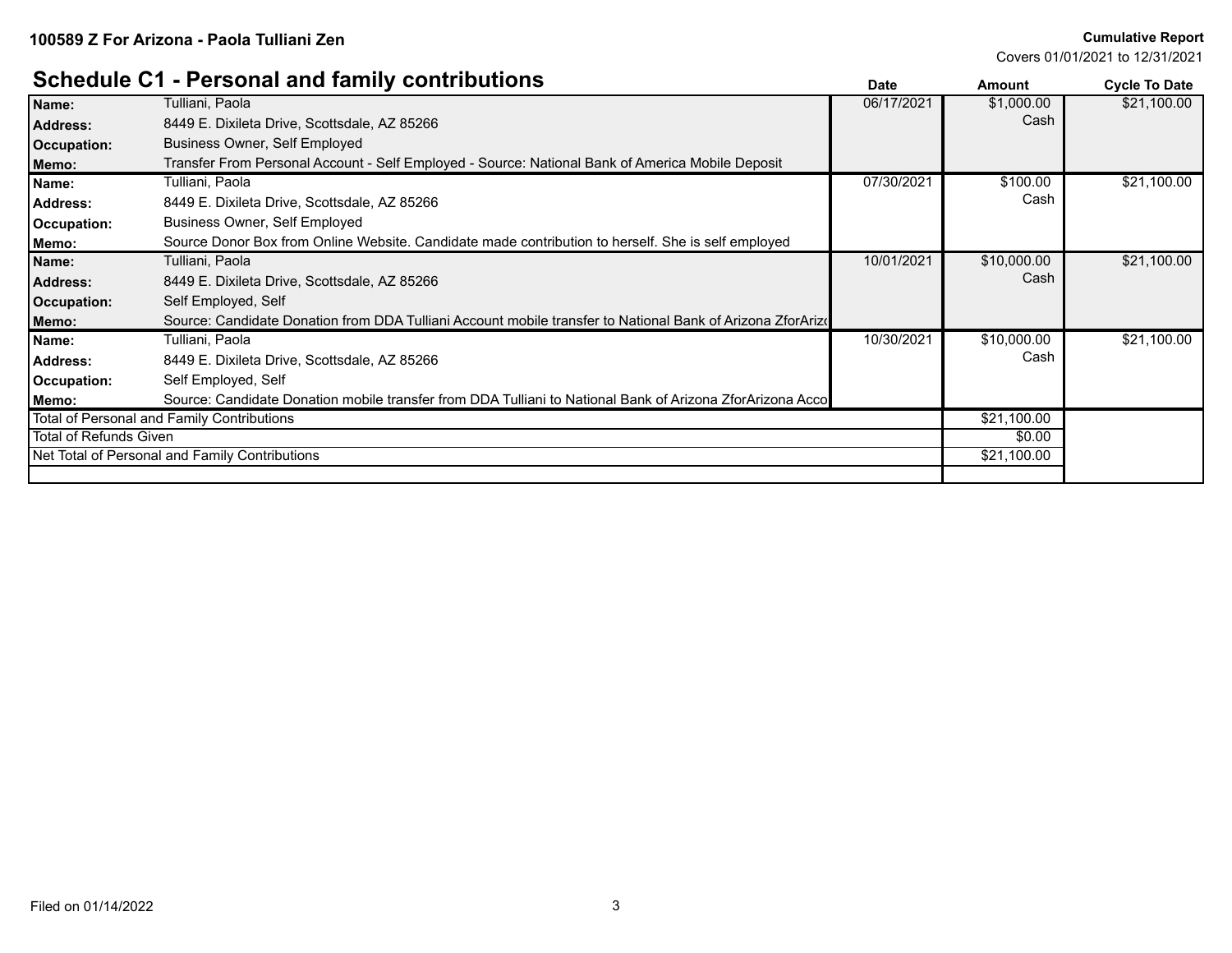100589 Z For Arizona - Paola Tulliani Zen

**Cumulative Report**
Covers 01/01/2021 to 12/31/2021

## Schedule C1 - Personal and family contributions

| | | Date | Amount | Cycle To Date |
|---|---|---|---|---|
| **Name:** | Tulliani, Paola | 06/17/2021 | $1,000.00 | $21,100.00 |
| **Address:** | 8449 E. Dixileta Drive, Scottsdale, AZ 85266 | | Cash | |
| **Occupation:** | Business Owner, Self Employed | | | |
| **Memo:** | Transfer From Personal Account - Self Employed - Source: National Bank of America Mobile Deposit | | | |
| **Name:** | Tulliani, Paola | 07/30/2021 | $100.00 | $21,100.00 |
| **Address:** | 8449 E. Dixileta Drive, Scottsdale, AZ 85266 | | Cash | |
| **Occupation:** | Business Owner, Self Employed | | | |
| **Memo:** | Source Donor Box from Online Website. Candidate made contribution to herself. She is self employed | | | |
| **Name:** | Tulliani, Paola | 10/01/2021 | $10,000.00 | $21,100.00 |
| **Address:** | 8449 E. Dixileta Drive, Scottsdale, AZ 85266 | | Cash | |
| **Occupation:** | Self Employed, Self | | | |
| **Memo:** | Source: Candidate Donation from DDA Tulliani Account mobile transfer to National Bank of Arizona ZforArizo | | | |
| **Name:** | Tulliani, Paola | 10/30/2021 | $10,000.00 | $21,100.00 |
| **Address:** | 8449 E. Dixileta Drive, Scottsdale, AZ 85266 | | Cash | |
| **Occupation:** | Self Employed, Self | | | |
| **Memo:** | Source: Candidate Donation mobile transfer from DDA Tulliani to National Bank of Arizona ZforArizona Acco | | | |
| Total of Personal and Family Contributions | | | $21,100.00 | |
| Total of Refunds Given | | | $0.00 | |
| Net Total of Personal and Family Contributions | | | $21,100.00 | |

Filed on 01/14/2022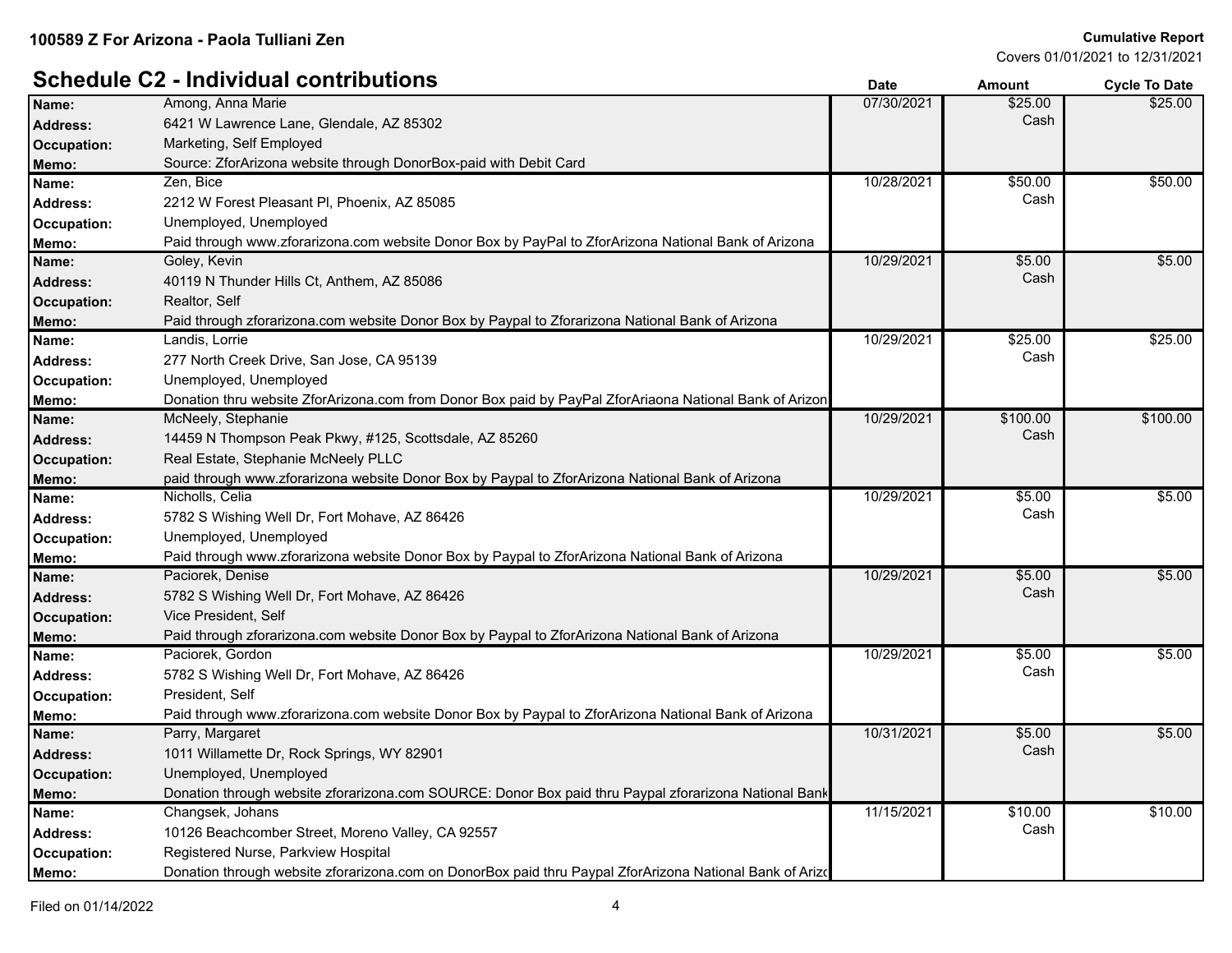**100589 Z For Arizona - Paola Tulliani Zen**

**Cumulative Report**
Covers 01/01/2021 to 12/31/2021

## Schedule C2 - Individual contributions

| | | Date | Amount | Cycle To Date |
|---|---|---|---|---|
| **Name:** | Among, Anna Marie | 07/30/2021 | $25.00 | $25.00 |
| **Address:** | 6421 W Lawrence Lane, Glendale, AZ 85302 | | Cash | |
| **Occupation:** | Marketing, Self Employed | | | |
| **Memo:** | Source: ZforArizona website through DonorBox-paid with Debit Card | | | |
| **Name:** | Zen, Bice | 10/28/2021 | $50.00 | $50.00 |
| **Address:** | 2212 W Forest Pleasant Pl, Phoenix, AZ 85085 | | Cash | |
| **Occupation:** | Unemployed, Unemployed | | | |
| **Memo:** | Paid through www.zforarizona.com website Donor Box by PayPal to ZforArizona National Bank of Arizona | | | |
| **Name:** | Goley, Kevin | 10/29/2021 | $5.00 | $5.00 |
| **Address:** | 40119 N Thunder Hills Ct, Anthem, AZ 85086 | | Cash | |
| **Occupation:** | Realtor, Self | | | |
| **Memo:** | Paid through zforarizona.com website Donor Box by Paypal to Zforarizona National Bank of Arizona | | | |
| **Name:** | Landis, Lorrie | 10/29/2021 | $25.00 | $25.00 |
| **Address:** | 277 North Creek Drive, San Jose, CA 95139 | | Cash | |
| **Occupation:** | Unemployed, Unemployed | | | |
| **Memo:** | Donation thru website ZforArizona.com from Donor Box paid by PayPal ZforAriaona National Bank of Arizon | | | |
| **Name:** | McNeely, Stephanie | 10/29/2021 | $100.00 | $100.00 |
| **Address:** | 14459 N Thompson Peak Pkwy, #125, Scottsdale, AZ 85260 | | Cash | |
| **Occupation:** | Real Estate, Stephanie McNeely PLLC | | | |
| **Memo:** | paid through www.zforarizona website Donor Box by Paypal to ZforArizona National Bank of Arizona | | | |
| **Name:** | Nicholls, Celia | 10/29/2021 | $5.00 | $5.00 |
| **Address:** | 5782 S Wishing Well Dr, Fort Mohave, AZ 86426 | | Cash | |
| **Occupation:** | Unemployed, Unemployed | | | |
| **Memo:** | Paid through www.zforarizona website Donor Box by Paypal to ZforArizona National Bank of Arizona | | | |
| **Name:** | Paciorek, Denise | 10/29/2021 | $5.00 | $5.00 |
| **Address:** | 5782 S Wishing Well Dr, Fort Mohave, AZ 86426 | | Cash | |
| **Occupation:** | Vice President, Self | | | |
| **Memo:** | Paid through zforarizona.com website Donor Box by Paypal to ZforArizona National Bank of Arizona | | | |
| **Name:** | Paciorek, Gordon | 10/29/2021 | $5.00 | $5.00 |
| **Address:** | 5782 S Wishing Well Dr, Fort Mohave, AZ 86426 | | Cash | |
| **Occupation:** | President, Self | | | |
| **Memo:** | Paid through www.zforarizona.com website Donor Box by Paypal to ZforArizona National Bank of Arizona | | | |
| **Name:** | Parry, Margaret | 10/31/2021 | $5.00 | $5.00 |
| **Address:** | 1011 Willamette Dr, Rock Springs, WY 82901 | | Cash | |
| **Occupation:** | Unemployed, Unemployed | | | |
| **Memo:** | Donation through website zforarizona.com SOURCE: Donor Box paid thru Paypal zforarizona National Bank | | | |
| **Name:** | Changsek, Johans | 11/15/2021 | $10.00 | $10.00 |
| **Address:** | 10126 Beachcomber Street, Moreno Valley, CA 92557 | | Cash | |
| **Occupation:** | Registered Nurse, Parkview Hospital | | | |
| **Memo:** | Donation through website zforarizona.com on DonorBox paid thru Paypal ZforArizona National Bank of Arizo | | | |

Filed on 01/14/2022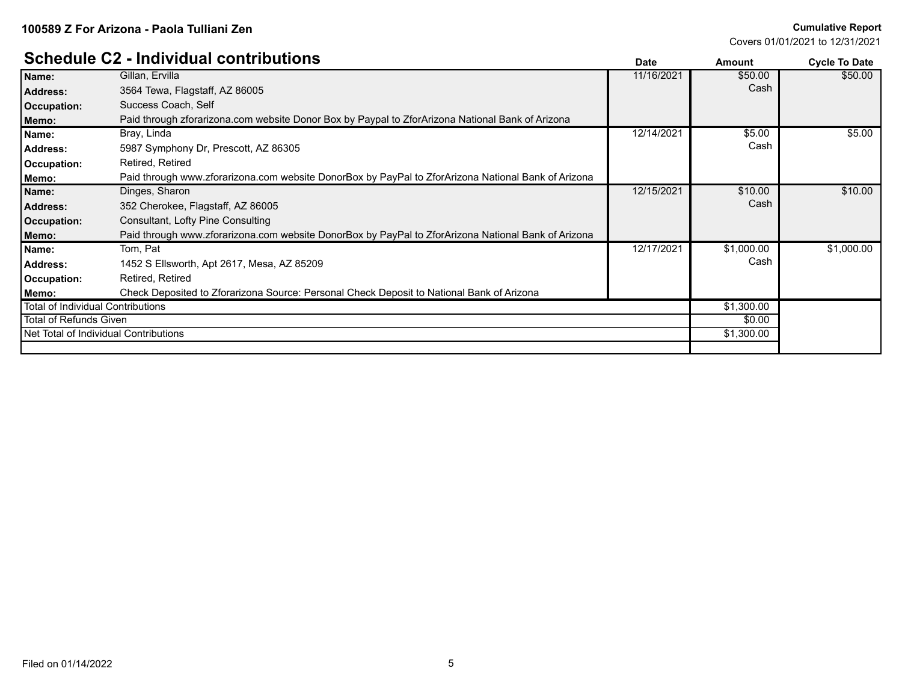**100589 Z For Arizona - Paola Tulliani Zen**

**Cumulative Report**
Covers 01/01/2021 to 12/31/2021

## Schedule C2 - Individual contributions

| | | Date | Amount | Cycle To Date |
|---|---|---|---|---|
| **Name:** | Gillan, Ervilla | 11/16/2021 | $50.00 Cash | $50.00 |
| **Address:** | 3564 Tewa, Flagstaff, AZ 86005 | | | |
| **Occupation:** | Success Coach, Self | | | |
| **Memo:** | Paid through zforarizona.com website Donor Box by Paypal to ZforArizona National Bank of Arizona | | | |
| **Name:** | Bray, Linda | 12/14/2021 | $5.00 Cash | $5.00 |
| **Address:** | 5987 Symphony Dr, Prescott, AZ 86305 | | | |
| **Occupation:** | Retired, Retired | | | |
| **Memo:** | Paid through www.zforarizona.com website DonorBox by PayPal to ZforArizona National Bank of Arizona | | | |
| **Name:** | Dinges, Sharon | 12/15/2021 | $10.00 Cash | $10.00 |
| **Address:** | 352 Cherokee, Flagstaff, AZ 86005 | | | |
| **Occupation:** | Consultant, Lofty Pine Consulting | | | |
| **Memo:** | Paid through www.zforarizona.com website DonorBox by PayPal to ZforArizona National Bank of Arizona | | | |
| **Name:** | Tom, Pat | 12/17/2021 | $1,000.00 Cash | $1,000.00 |
| **Address:** | 1452 S Ellsworth, Apt 2617, Mesa, AZ 85209 | | | |
| **Occupation:** | Retired, Retired | | | |
| **Memo:** | Check Deposited to Zforarizona Source: Personal Check Deposit to National Bank of Arizona | | | |
| Total of Individual Contributions | | | $1,300.00 | |
| Total of Refunds Given | | | $0.00 | |
| Net Total of Individual Contributions | | | $1,300.00 | |

Filed on 01/14/2022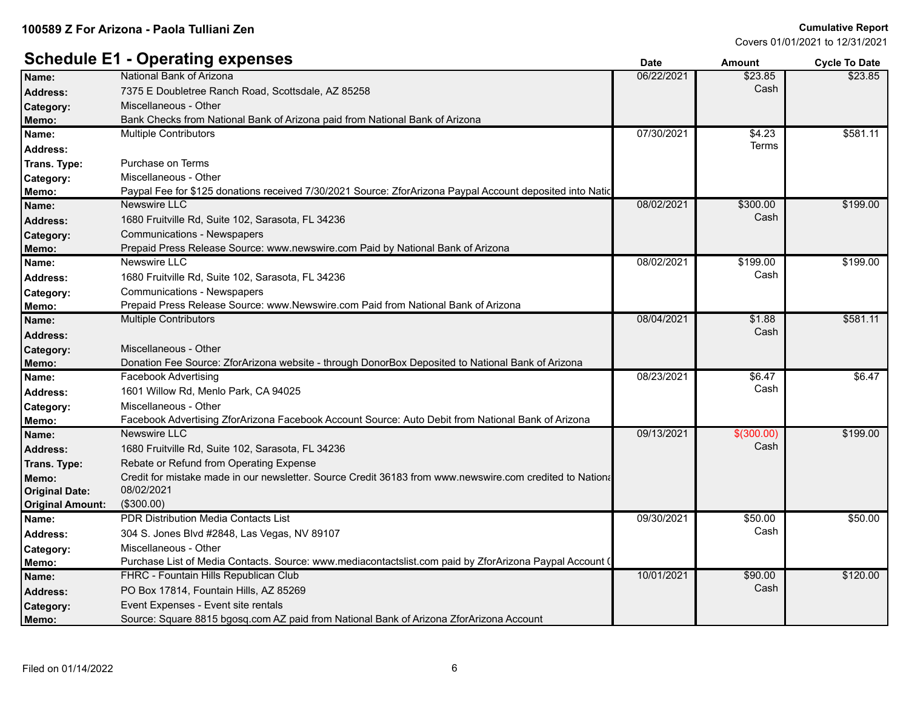**100589 Z For Arizona - Paola Tulliani Zen**

**Cumulative Report**
Covers 01/01/2021 to 12/31/2021

## Schedule E1 - Operating expenses

| | | Date | Amount | Cycle To Date |
|---|---|---|---|---|
| **Name:** | National Bank of Arizona | 06/22/2021 | $23.85 Cash | $23.85 |
| **Address:** | 7375 E Doubletree Ranch Road, Scottsdale, AZ 85258 | | | |
| **Category:** | Miscellaneous - Other | | | |
| **Memo:** | Bank Checks from National Bank of Arizona paid from National Bank of Arizona | | | |
| **Name:** | Multiple Contributors | 07/30/2021 | $4.23 Terms | $581.11 |
| **Address:** | | | | |
| **Trans. Type:** | Purchase on Terms | | | |
| **Category:** | Miscellaneous - Other | | | |
| **Memo:** | Paypal Fee for $125 donations received 7/30/2021 Source: ZforArizona Paypal Account deposited into Natic | | | |
| **Name:** | Newswire LLC | 08/02/2021 | $300.00 Cash | $199.00 |
| **Address:** | 1680 Fruitville Rd, Suite 102, Sarasota, FL 34236 | | | |
| **Category:** | Communications - Newspapers | | | |
| **Memo:** | Prepaid Press Release Source: www.newswire.com Paid by National Bank of Arizona | | | |
| **Name:** | Newswire LLC | 08/02/2021 | $199.00 Cash | $199.00 |
| **Address:** | 1680 Fruitville Rd, Suite 102, Sarasota, FL 34236 | | | |
| **Category:** | Communications - Newspapers | | | |
| **Memo:** | Prepaid Press Release Source: www.Newswire.com Paid from National Bank of Arizona | | | |
| **Name:** | Multiple Contributors | 08/04/2021 | $1.88 Cash | $581.11 |
| **Address:** | | | | |
| **Category:** | Miscellaneous - Other | | | |
| **Memo:** | Donation Fee Source: ZforArizona website - through DonorBox Deposited to National Bank of Arizona | | | |
| **Name:** | Facebook Advertising | 08/23/2021 | $6.47 Cash | $6.47 |
| **Address:** | 1601 Willow Rd, Menlo Park, CA 94025 | | | |
| **Category:** | Miscellaneous - Other | | | |
| **Memo:** | Facebook Advertising ZforArizona Facebook Account Source: Auto Debit from National Bank of Arizona | | | |
| **Name:** | Newswire LLC | 09/13/2021 | $(300.00) Cash | $199.00 |
| **Address:** | 1680 Fruitville Rd, Suite 102, Sarasota, FL 34236 | | | |
| **Trans. Type:** | Rebate or Refund from Operating Expense | | | |
| **Memo:** | Credit for mistake made in our newsletter. Source Credit 36183 from www.newswire.com credited to Nationa | | | |
| **Original Date:** | 08/02/2021 | | | |
| **Original Amount:** | ($300.00) | | | |
| **Name:** | PDR Distribution Media Contacts List | 09/30/2021 | $50.00 Cash | $50.00 |
| **Address:** | 304 S. Jones Blvd #2848, Las Vegas, NV 89107 | | | |
| **Category:** | Miscellaneous - Other | | | |
| **Memo:** | Purchase List of Media Contacts. Source: www.mediacontactslist.com paid by ZforArizona Paypal Account ( | | | |
| **Name:** | FHRC - Fountain Hills Republican Club | 10/01/2021 | $90.00 Cash | $120.00 |
| **Address:** | PO Box 17814, Fountain Hills, AZ 85269 | | | |
| **Category:** | Event Expenses - Event site rentals | | | |
| **Memo:** | Source: Square 8815 bgosq.com AZ paid from National Bank of Arizona ZforArizona Account | | | |

Filed on 01/14/2022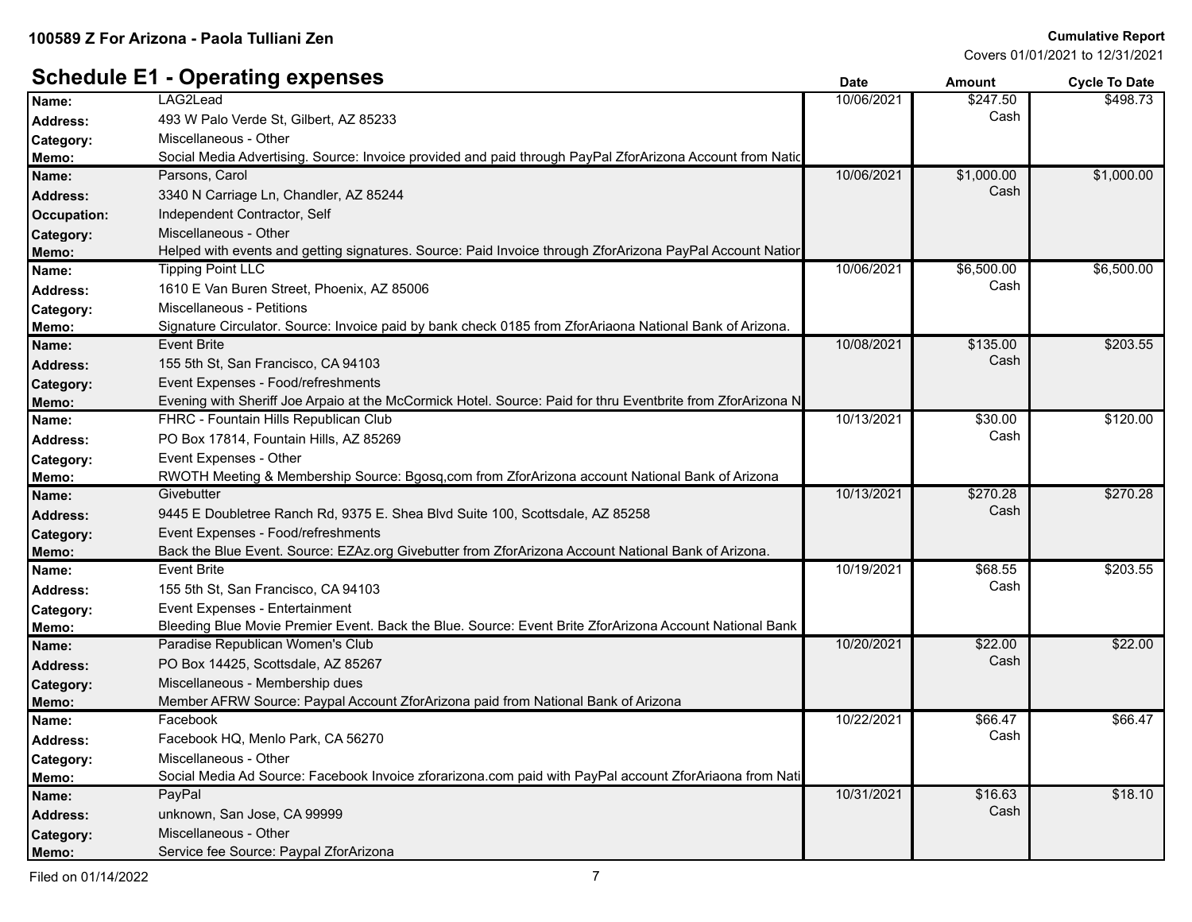**100589 Z For Arizona - Paola Tulliani Zen**

**Cumulative Report**
Covers 01/01/2021 to 12/31/2021

## Schedule E1 - Operating expenses

| | | Date | Amount | Cycle To Date |
|---|---|---|---|---|
| **Name:** | LAG2Lead | 10/06/2021 | $247.50 | $498.73 |
| **Address:** | 493 W Palo Verde St, Gilbert, AZ 85233 | | Cash | |
| **Category:** | Miscellaneous - Other | | | |
| **Memo:** | Social Media Advertising. Source: Invoice provided and paid through PayPal ZforArizona Account from Natic | | | |
| **Name:** | Parsons, Carol | 10/06/2021 | $1,000.00 | $1,000.00 |
| **Address:** | 3340 N Carriage Ln, Chandler, AZ 85244 | | Cash | |
| **Occupation:** | Independent Contractor, Self | | | |
| **Category:** | Miscellaneous - Other | | | |
| **Memo:** | Helped with events and getting signatures. Source: Paid Invoice through ZforArizona PayPal Account Natior | | | |
| **Name:** | Tipping Point LLC | 10/06/2021 | $6,500.00 | $6,500.00 |
| **Address:** | 1610 E Van Buren Street, Phoenix, AZ 85006 | | Cash | |
| **Category:** | Miscellaneous - Petitions | | | |
| **Memo:** | Signature Circulator. Source: Invoice paid by bank check 0185 from ZforAriaona National Bank of Arizona. | | | |
| **Name:** | Event Brite | 10/08/2021 | $135.00 | $203.55 |
| **Address:** | 155 5th St, San Francisco, CA 94103 | | Cash | |
| **Category:** | Event Expenses - Food/refreshments | | | |
| **Memo:** | Evening with Sheriff Joe Arpaio at the McCormick Hotel. Source: Paid for thru Eventbrite from ZforArizona N | | | |
| **Name:** | FHRC - Fountain Hills Republican Club | 10/13/2021 | $30.00 | $120.00 |
| **Address:** | PO Box 17814, Fountain Hills, AZ 85269 | | Cash | |
| **Category:** | Event Expenses - Other | | | |
| **Memo:** | RWOTH Meeting & Membership Source: Bgosq,com from ZforArizona account National Bank of Arizona | | | |
| **Name:** | Givebutter | 10/13/2021 | $270.28 | $270.28 |
| **Address:** | 9445 E Doubletree Ranch Rd, 9375 E. Shea Blvd Suite 100, Scottsdale, AZ 85258 | | Cash | |
| **Category:** | Event Expenses - Food/refreshments | | | |
| **Memo:** | Back the Blue Event. Source: EZAz.org Givebutter from ZforArizona Account National Bank of Arizona. | | | |
| **Name:** | Event Brite | 10/19/2021 | $68.55 | $203.55 |
| **Address:** | 155 5th St, San Francisco, CA 94103 | | Cash | |
| **Category:** | Event Expenses - Entertainment | | | |
| **Memo:** | Bleeding Blue Movie Premier Event. Back the Blue. Source: Event Brite ZforArizona Account National Bank | | | |
| **Name:** | Paradise Republican Women's Club | 10/20/2021 | $22.00 | $22.00 |
| **Address:** | PO Box 14425, Scottsdale, AZ 85267 | | Cash | |
| **Category:** | Miscellaneous - Membership dues | | | |
| **Memo:** | Member AFRW Source: Paypal Account ZforArizona paid from National Bank of Arizona | | | |
| **Name:** | Facebook | 10/22/2021 | $66.47 | $66.47 |
| **Address:** | Facebook HQ, Menlo Park, CA 56270 | | Cash | |
| **Category:** | Miscellaneous - Other | | | |
| **Memo:** | Social Media Ad Source: Facebook Invoice zforarizona.com paid with PayPal account ZforAriaona from Nati | | | |
| **Name:** | PayPal | 10/31/2021 | $16.63 | $18.10 |
| **Address:** | unknown, San Jose, CA 99999 | | Cash | |
| **Category:** | Miscellaneous - Other | | | |
| **Memo:** | Service fee Source: Paypal ZforArizona | | | |

Filed on 01/14/2022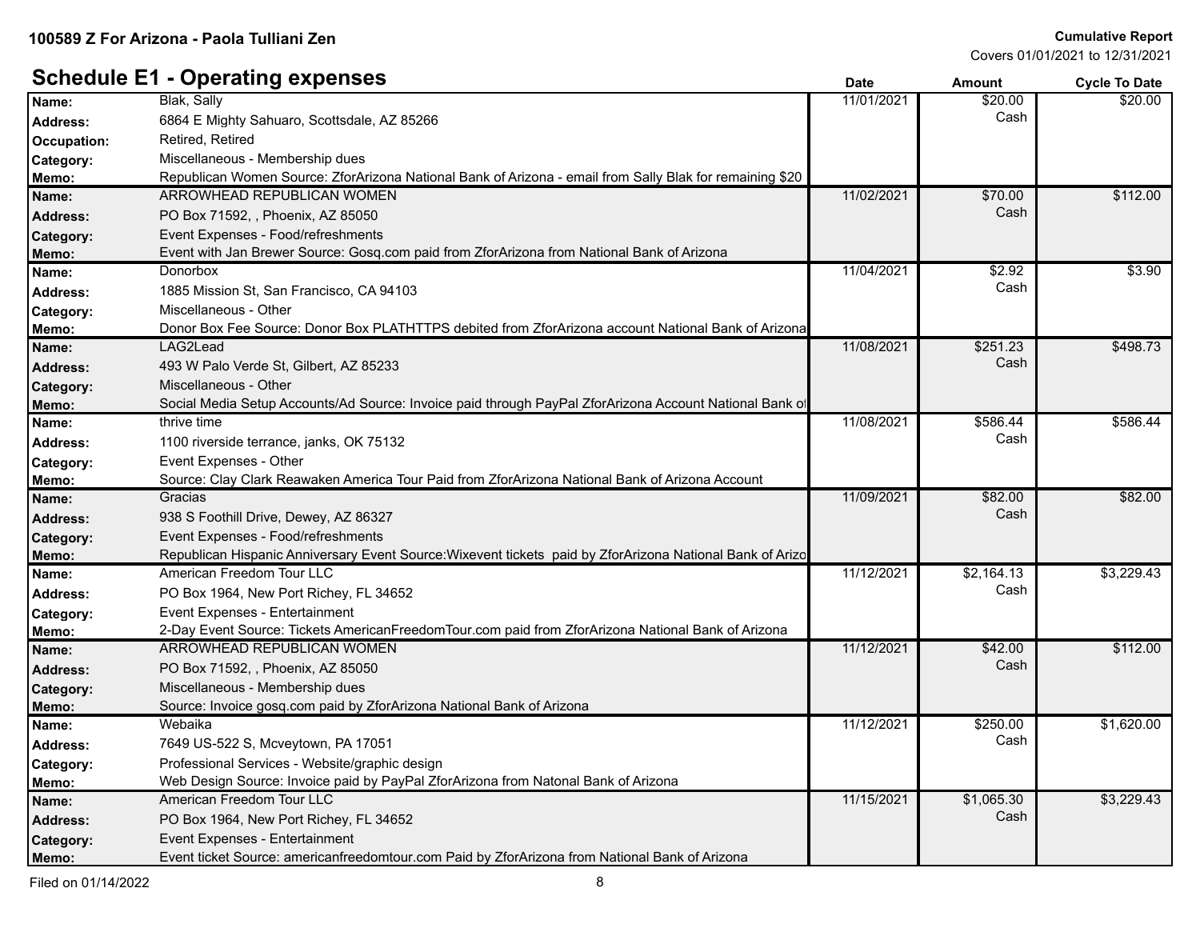**100589 Z For Arizona - Paola Tulliani Zen**

**Cumulative Report**
Covers 01/01/2021 to 12/31/2021

## Schedule E1 - Operating expenses

| Field | Details | Date | Amount | Cycle To Date |
|---|---|---|---|---|
| **Name:** | Blak, Sally | 11/01/2021 | $20.00 Cash | $20.00 |
| **Address:** | 6864 E Mighty Sahuaro, Scottsdale, AZ 85266 | | | |
| **Occupation:** | Retired, Retired | | | |
| **Category:** | Miscellaneous - Membership dues | | | |
| **Memo:** | Republican Women Source: ZforArizona National Bank of Arizona - email from Sally Blak for remaining $20 | | | |
| **Name:** | ARROWHEAD REPUBLICAN WOMEN | 11/02/2021 | $70.00 Cash | $112.00 |
| **Address:** | PO Box 71592, , Phoenix, AZ 85050 | | | |
| **Category:** | Event Expenses - Food/refreshments | | | |
| **Memo:** | Event with Jan Brewer Source: Gosq.com paid from ZforArizona from National Bank of Arizona | | | |
| **Name:** | Donorbox | 11/04/2021 | $2.92 Cash | $3.90 |
| **Address:** | 1885 Mission St, San Francisco, CA 94103 | | | |
| **Category:** | Miscellaneous - Other | | | |
| **Memo:** | Donor Box Fee Source: Donor Box PLATHTTPS debited from ZforArizona account National Bank of Arizona | | | |
| **Name:** | LAG2Lead | 11/08/2021 | $251.23 Cash | $498.73 |
| **Address:** | 493 W Palo Verde St, Gilbert, AZ 85233 | | | |
| **Category:** | Miscellaneous - Other | | | |
| **Memo:** | Social Media Setup Accounts/Ad Source: Invoice paid through PayPal ZforArizona Account National Bank of | | | |
| **Name:** | thrive time | 11/08/2021 | $586.44 Cash | $586.44 |
| **Address:** | 1100 riverside terrance, janks, OK 75132 | | | |
| **Category:** | Event Expenses - Other | | | |
| **Memo:** | Source: Clay Clark Reawaken America Tour Paid from ZforArizona National Bank of Arizona Account | | | |
| **Name:** | Gracias | 11/09/2021 | $82.00 Cash | $82.00 |
| **Address:** | 938 S Foothill Drive, Dewey, AZ 86327 | | | |
| **Category:** | Event Expenses - Food/refreshments | | | |
| **Memo:** | Republican Hispanic Anniversary Event Source:Wixevent tickets paid by ZforArizona National Bank of Arizo | | | |
| **Name:** | American Freedom Tour LLC | 11/12/2021 | $2,164.13 Cash | $3,229.43 |
| **Address:** | PO Box 1964, New Port Richey, FL 34652 | | | |
| **Category:** | Event Expenses - Entertainment | | | |
| **Memo:** | 2-Day Event Source: Tickets AmericanFreedomTour.com paid from ZforArizona National Bank of Arizona | | | |
| **Name:** | ARROWHEAD REPUBLICAN WOMEN | 11/12/2021 | $42.00 Cash | $112.00 |
| **Address:** | PO Box 71592, , Phoenix, AZ 85050 | | | |
| **Category:** | Miscellaneous - Membership dues | | | |
| **Memo:** | Source: Invoice gosq.com paid by ZforArizona National Bank of Arizona | | | |
| **Name:** | Webaika | 11/12/2021 | $250.00 Cash | $1,620.00 |
| **Address:** | 7649 US-522 S, Mcveytown, PA 17051 | | | |
| **Category:** | Professional Services - Website/graphic design | | | |
| **Memo:** | Web Design Source: Invoice paid by PayPal ZforArizona from Natonal Bank of Arizona | | | |
| **Name:** | American Freedom Tour LLC | 11/15/2021 | $1,065.30 Cash | $3,229.43 |
| **Address:** | PO Box 1964, New Port Richey, FL 34652 | | | |
| **Category:** | Event Expenses - Entertainment | | | |
| **Memo:** | Event ticket Source: americanfreedomtour.com Paid by ZforArizona from National Bank of Arizona | | | |

Filed on 01/14/2022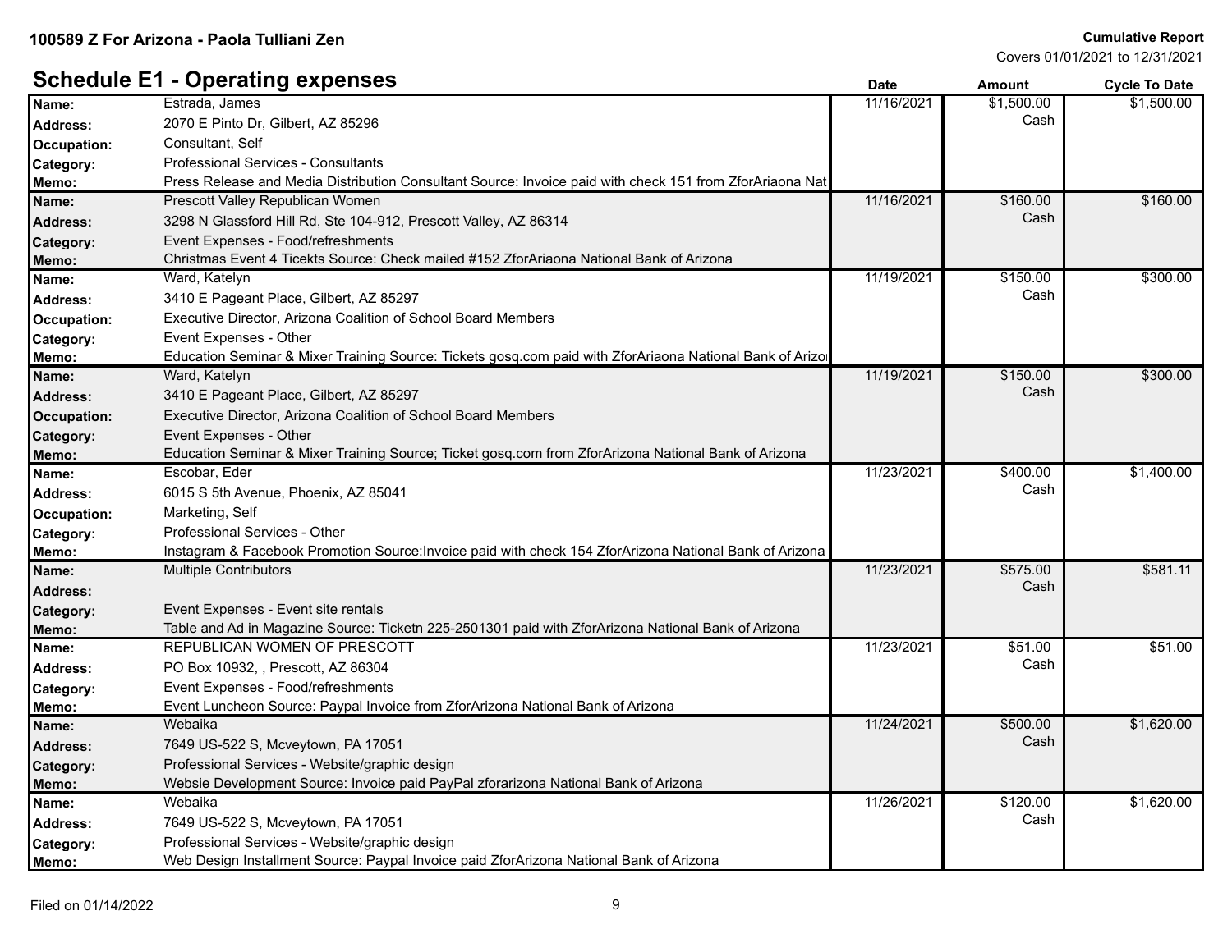**100589 Z For Arizona - Paola Tulliani Zen**

**Cumulative Report**
Covers 01/01/2021 to 12/31/2021

## Schedule E1 - Operating expenses

| | | Date | Amount | Cycle To Date |
|---|---|---|---|---|
| **Name:** | Estrada, James | 11/16/2021 | $1,500.00 | $1,500.00 |
| **Address:** | 2070 E Pinto Dr, Gilbert, AZ 85296 | | Cash | |
| **Occupation:** | Consultant, Self | | | |
| **Category:** | Professional Services - Consultants | | | |
| **Memo:** | Press Release and Media Distribution Consultant Source: Invoice paid with check 151 from ZforAriaona Nat | | | |
| **Name:** | Prescott Valley Republican Women | 11/16/2021 | $160.00 | $160.00 |
| **Address:** | 3298 N Glassford Hill Rd, Ste 104-912, Prescott Valley, AZ 86314 | | Cash | |
| **Category:** | Event Expenses - Food/refreshments | | | |
| **Memo:** | Christmas Event 4 Ticekts Source: Check mailed #152 ZforAriaona National Bank of Arizona | | | |
| **Name:** | Ward, Katelyn | 11/19/2021 | $150.00 | $300.00 |
| **Address:** | 3410 E Pageant Place, Gilbert, AZ 85297 | | Cash | |
| **Occupation:** | Executive Director, Arizona Coalition of School Board Members | | | |
| **Category:** | Event Expenses - Other | | | |
| **Memo:** | Education Seminar & Mixer Training Source: Tickets gosq.com paid with ZforAriaona National Bank of Arizo | | | |
| **Name:** | Ward, Katelyn | 11/19/2021 | $150.00 | $300.00 |
| **Address:** | 3410 E Pageant Place, Gilbert, AZ 85297 | | Cash | |
| **Occupation:** | Executive Director, Arizona Coalition of School Board Members | | | |
| **Category:** | Event Expenses - Other | | | |
| **Memo:** | Education Seminar & Mixer Training Source; Ticket gosq.com from ZforArizona National Bank of Arizona | | | |
| **Name:** | Escobar, Eder | 11/23/2021 | $400.00 | $1,400.00 |
| **Address:** | 6015 S 5th Avenue, Phoenix, AZ 85041 | | Cash | |
| **Occupation:** | Marketing, Self | | | |
| **Category:** | Professional Services - Other | | | |
| **Memo:** | Instagram & Facebook Promotion Source:Invoice paid with check 154 ZforArizona National Bank of Arizona | | | |
| **Name:** | Multiple Contributors | 11/23/2021 | $575.00 | $581.11 |
| **Address:** | | | Cash | |
| **Category:** | Event Expenses - Event site rentals | | | |
| **Memo:** | Table and Ad in Magazine Source: Ticketn 225-2501301 paid with ZforArizona National Bank of Arizona | | | |
| **Name:** | REPUBLICAN WOMEN OF PRESCOTT | 11/23/2021 | $51.00 | $51.00 |
| **Address:** | PO Box 10932, , Prescott, AZ 86304 | | Cash | |
| **Category:** | Event Expenses - Food/refreshments | | | |
| **Memo:** | Event Luncheon Source: Paypal Invoice from ZforArizona National Bank of Arizona | | | |
| **Name:** | Webaika | 11/24/2021 | $500.00 | $1,620.00 |
| **Address:** | 7649 US-522 S, Mcveytown, PA 17051 | | Cash | |
| **Category:** | Professional Services - Website/graphic design | | | |
| **Memo:** | Websie Development Source: Invoice paid PayPal zforarizona National Bank of Arizona | | | |
| **Name:** | Webaika | 11/26/2021 | $120.00 | $1,620.00 |
| **Address:** | 7649 US-522 S, Mcveytown, PA 17051 | | Cash | |
| **Category:** | Professional Services - Website/graphic design | | | |
| **Memo:** | Web Design Installment Source: Paypal Invoice paid ZforArizona National Bank of Arizona | | | |

Filed on 01/14/2022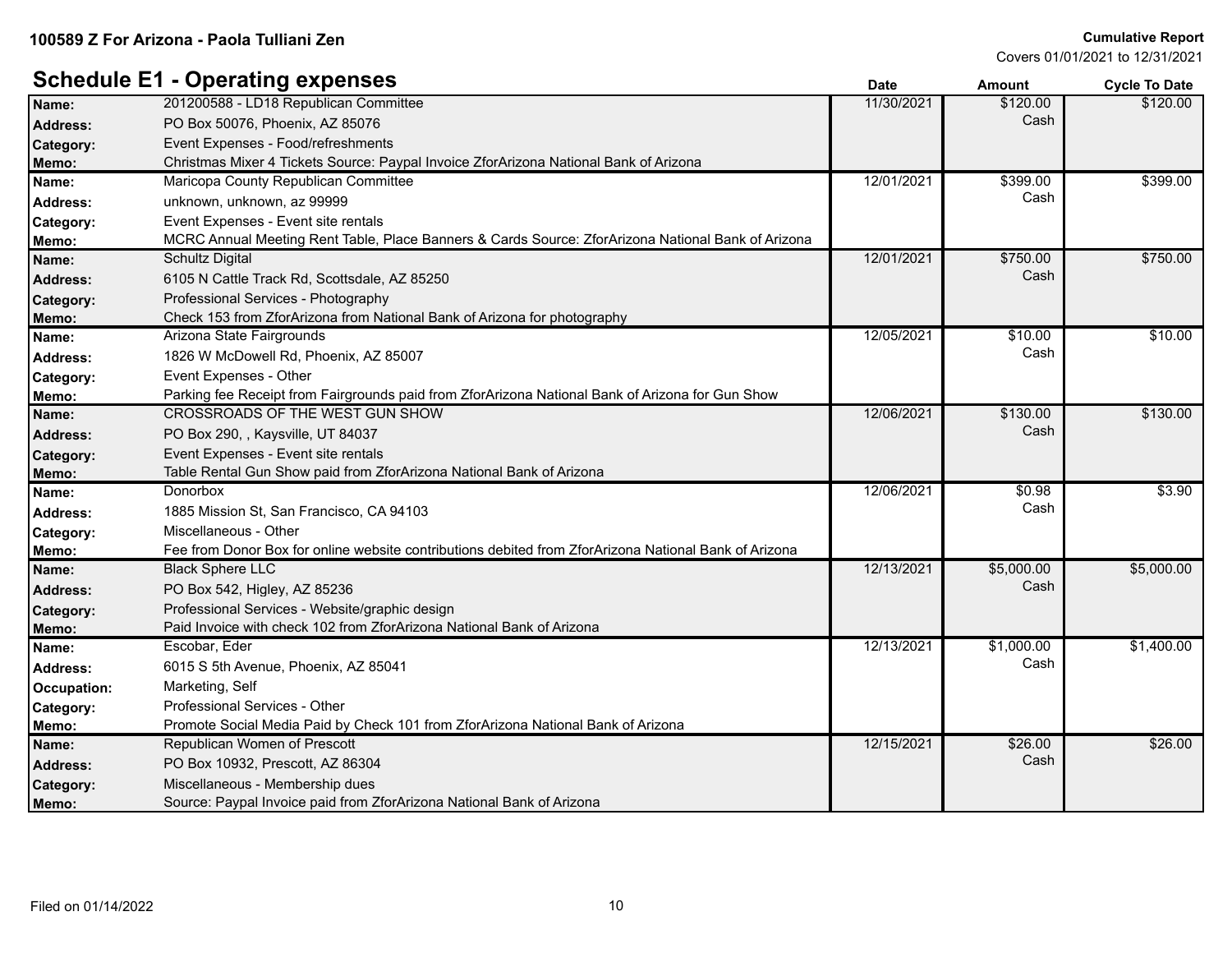**100589 Z For Arizona - Paola Tulliani Zen**

**Cumulative Report**
Covers 01/01/2021 to 12/31/2021

## Schedule E1 - Operating expenses

| | | Date | Amount | Cycle To Date |
|---|---|---|---|---|
| **Name:** | 201200588 - LD18 Republican Committee | 11/30/2021 | $120.00 Cash | $120.00 |
| **Address:** | PO Box 50076, Phoenix, AZ 85076 | | | |
| **Category:** | Event Expenses - Food/refreshments | | | |
| **Memo:** | Christmas Mixer 4 Tickets Source: Paypal Invoice ZforArizona National Bank of Arizona | | | |
| **Name:** | Maricopa County Republican Committee | 12/01/2021 | $399.00 Cash | $399.00 |
| **Address:** | unknown, unknown, az 99999 | | | |
| **Category:** | Event Expenses - Event site rentals | | | |
| **Memo:** | MCRC Annual Meeting Rent Table, Place Banners & Cards Source: ZforArizona National Bank of Arizona | | | |
| **Name:** | Schultz Digital | 12/01/2021 | $750.00 Cash | $750.00 |
| **Address:** | 6105 N Cattle Track Rd, Scottsdale, AZ 85250 | | | |
| **Category:** | Professional Services - Photography | | | |
| **Memo:** | Check 153 from ZforArizona from National Bank of Arizona for photography | | | |
| **Name:** | Arizona State Fairgrounds | 12/05/2021 | $10.00 Cash | $10.00 |
| **Address:** | 1826 W McDowell Rd, Phoenix, AZ 85007 | | | |
| **Category:** | Event Expenses - Other | | | |
| **Memo:** | Parking fee Receipt from Fairgrounds paid from ZforArizona National Bank of Arizona for Gun Show | | | |
| **Name:** | CROSSROADS OF THE WEST GUN SHOW | 12/06/2021 | $130.00 Cash | $130.00 |
| **Address:** | PO Box 290, , Kaysville, UT 84037 | | | |
| **Category:** | Event Expenses - Event site rentals | | | |
| **Memo:** | Table Rental Gun Show paid from ZforArizona National Bank of Arizona | | | |
| **Name:** | Donorbox | 12/06/2021 | $0.98 Cash | $3.90 |
| **Address:** | 1885 Mission St, San Francisco, CA 94103 | | | |
| **Category:** | Miscellaneous - Other | | | |
| **Memo:** | Fee from Donor Box for online website contributions debited from ZforArizona National Bank of Arizona | | | |
| **Name:** | Black Sphere LLC | 12/13/2021 | $5,000.00 Cash | $5,000.00 |
| **Address:** | PO Box 542, Higley, AZ 85236 | | | |
| **Category:** | Professional Services - Website/graphic design | | | |
| **Memo:** | Paid Invoice with check 102 from ZforArizona National Bank of Arizona | | | |
| **Name:** | Escobar, Eder | 12/13/2021 | $1,000.00 Cash | $1,400.00 |
| **Address:** | 6015 S 5th Avenue, Phoenix, AZ 85041 | | | |
| **Occupation:** | Marketing, Self | | | |
| **Category:** | Professional Services - Other | | | |
| **Memo:** | Promote Social Media Paid by Check 101 from ZforArizona National Bank of Arizona | | | |
| **Name:** | Republican Women of Prescott | 12/15/2021 | $26.00 Cash | $26.00 |
| **Address:** | PO Box 10932, Prescott, AZ 86304 | | | |
| **Category:** | Miscellaneous - Membership dues | | | |
| **Memo:** | Source: Paypal Invoice paid from ZforArizona National Bank of Arizona | | | |

Filed on 01/14/2022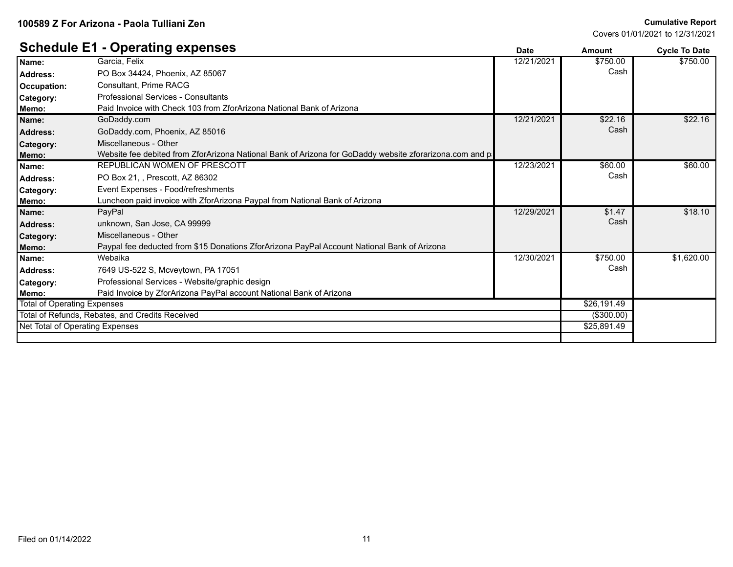**100589 Z For Arizona - Paola Tulliani Zen**

**Cumulative Report**
Covers 01/01/2021 to 12/31/2021

## Schedule E1 - Operating expenses

| | | Date | Amount | Cycle To Date |
|---|---|---|---|---|
| **Name:** | Garcia, Felix | 12/21/2021 | $750.00 Cash | $750.00 |
| **Address:** | PO Box 34424, Phoenix, AZ 85067 | | | |
| **Occupation:** | Consultant, Prime RACG | | | |
| **Category:** | Professional Services - Consultants | | | |
| **Memo:** | Paid Invoice with Check 103 from ZforArizona National Bank of Arizona | | | |
| **Name:** | GoDaddy.com | 12/21/2021 | $22.16 Cash | $22.16 |
| **Address:** | GoDaddy.com, Phoenix, AZ 85016 | | | |
| **Category:** | Miscellaneous - Other | | | |
| **Memo:** | Website fee debited from ZforArizona National Bank of Arizona for GoDaddy website zforarizona.com and p | | | |
| **Name:** | REPUBLICAN WOMEN OF PRESCOTT | 12/23/2021 | $60.00 Cash | $60.00 |
| **Address:** | PO Box 21, , Prescott, AZ 86302 | | | |
| **Category:** | Event Expenses - Food/refreshments | | | |
| **Memo:** | Luncheon paid invoice with ZforArizona Paypal from National Bank of Arizona | | | |
| **Name:** | PayPal | 12/29/2021 | $1.47 Cash | $18.10 |
| **Address:** | unknown, San Jose, CA 99999 | | | |
| **Category:** | Miscellaneous - Other | | | |
| **Memo:** | Paypal fee deducted from $15 Donations ZforArizona PayPal Account National Bank of Arizona | | | |
| **Name:** | Webaika | 12/30/2021 | $750.00 Cash | $1,620.00 |
| **Address:** | 7649 US-522 S, Mcveytown, PA 17051 | | | |
| **Category:** | Professional Services - Website/graphic design | | | |
| **Memo:** | Paid Invoice by ZforArizona PayPal account National Bank of Arizona | | | |
| Total of Operating Expenses | | | $26,191.49 | |
| Total of Refunds, Rebates, and Credits Received | | | ($300.00) | |
| Net Total of Operating Expenses | | | $25,891.49 | |

Filed on 01/14/2022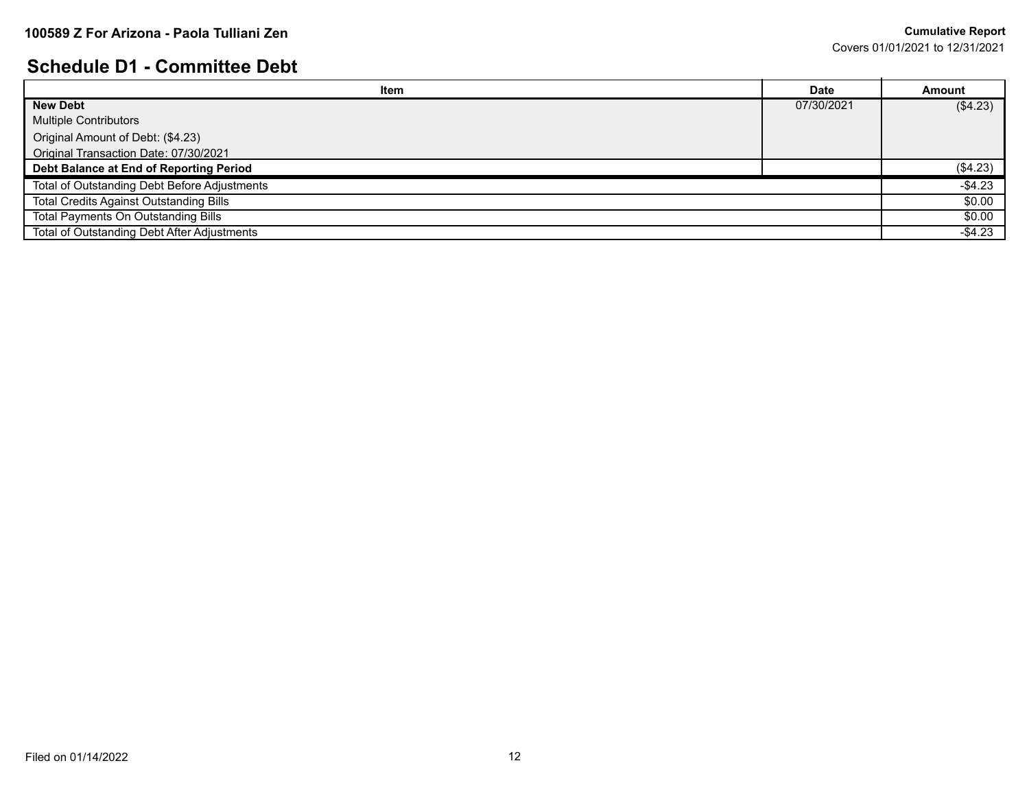## Schedule D1 - Committee Debt

| Item | Date | Amount |
| --- | --- | --- |
| **New Debt**<br>Multiple Contributors<br>Original Amount of Debt: ($4.23)<br>Original Transaction Date: 07/30/2021 | 07/30/2021 | ($4.23) |
| **Debt Balance at End of Reporting Period** | | ($4.23) |

| | |
| --- | --- |
| Total of Outstanding Debt Before Adjustments | -$4.23 |
| Total Credits Against Outstanding Bills | $0.00 |
| Total Payments On Outstanding Bills | $0.00 |
| Total of Outstanding Debt After Adjustments | -$4.23 |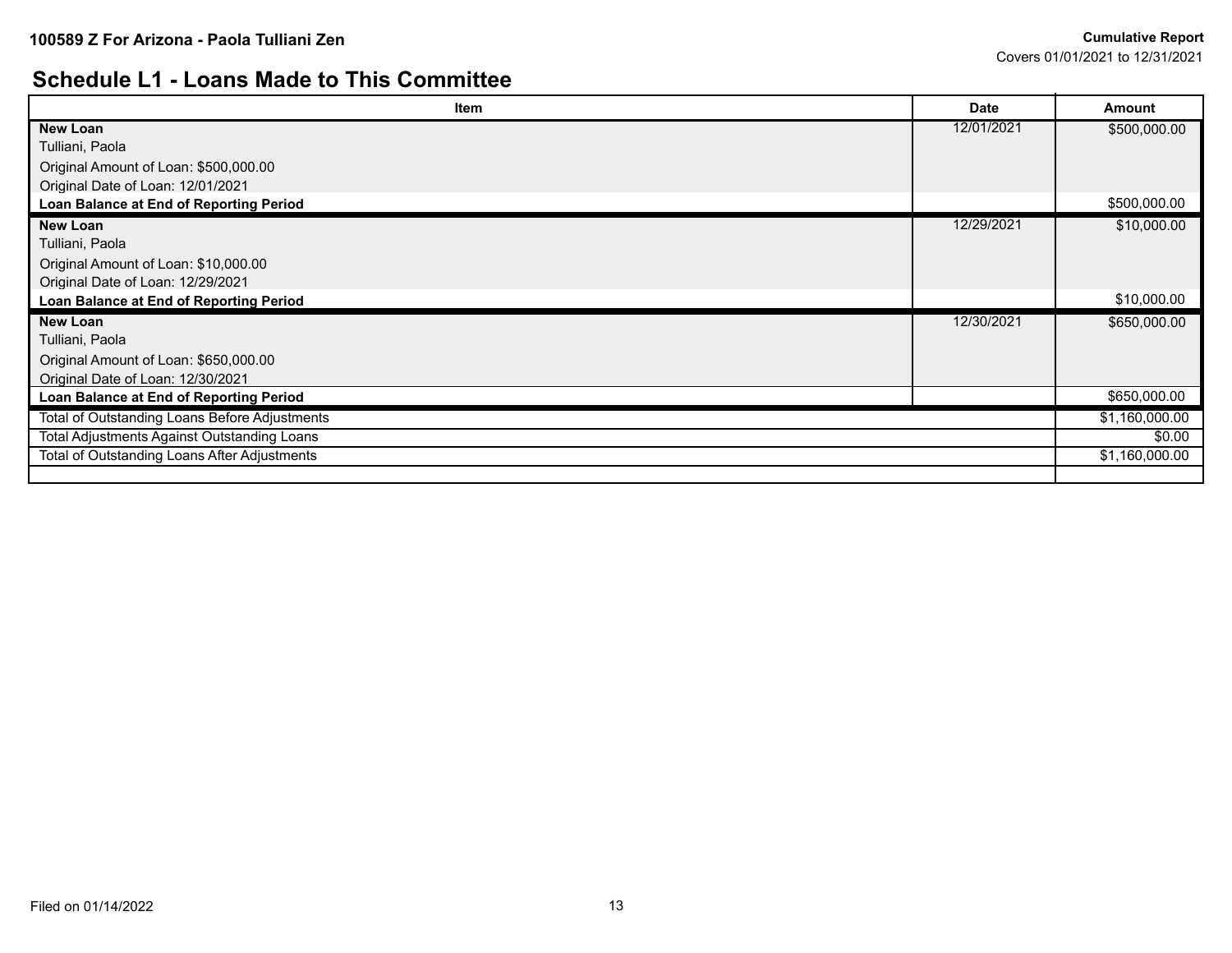**100589 Z For Arizona - Paola Tulliani Zen**

**Cumulative Report**
Covers 01/01/2021 to 12/31/2021

## Schedule L1 - Loans Made to This Committee

| Item | Date | Amount |
| --- | --- | --- |
| **New Loan**<br>Tulliani, Paola<br>Original Amount of Loan: $500,000.00<br>Original Date of Loan: 12/01/2021 | 12/01/2021 | $500,000.00 |
| **Loan Balance at End of Reporting Period** | | $500,000.00 |
| **New Loan**<br>Tulliani, Paola<br>Original Amount of Loan: $10,000.00<br>Original Date of Loan: 12/29/2021 | 12/29/2021 | $10,000.00 |
| **Loan Balance at End of Reporting Period** | | $10,000.00 |
| **New Loan**<br>Tulliani, Paola<br>Original Amount of Loan: $650,000.00<br>Original Date of Loan: 12/30/2021 | 12/30/2021 | $650,000.00 |
| **Loan Balance at End of Reporting Period** | | $650,000.00 |
| Total of Outstanding Loans Before Adjustments | | $1,160,000.00 |
| Total Adjustments Against Outstanding Loans | | $0.00 |
| Total of Outstanding Loans After Adjustments | | $1,160,000.00 |

Filed on 01/14/2022